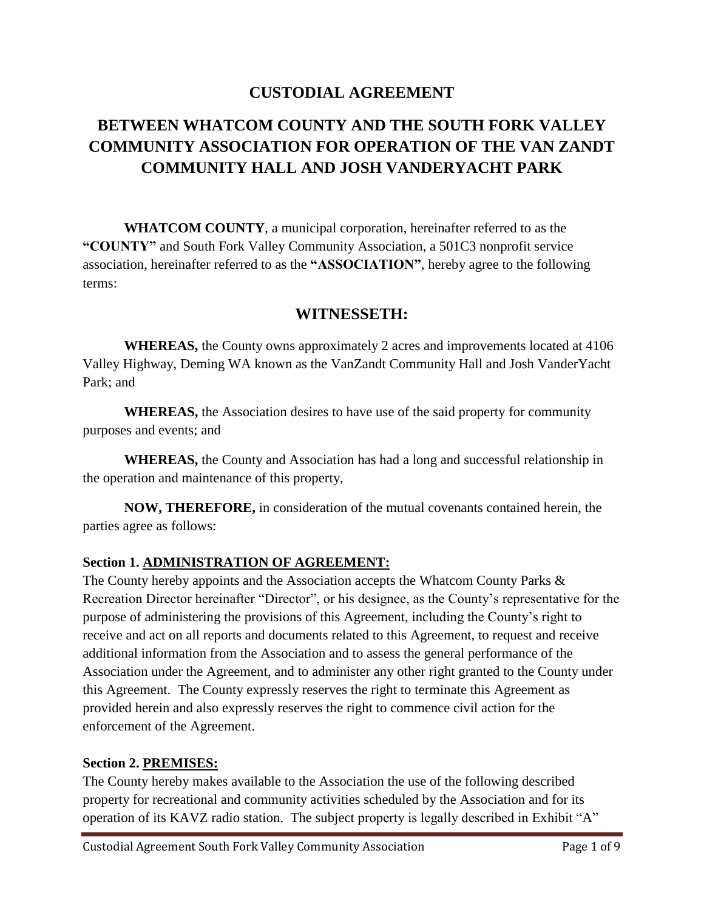# CUSTODIAL AGREEMENT

# BETWEEN WHATCOM COUNTY AND THE SOUTH FORK VALLEY COMMUNITY ASSOCIATION FOR OPERATION OF THE VAN ZANDT COMMUNITY HALL AND JOSH VANDERYACHT PARK

**WHATCOM COUNTY**, a municipal corporation, hereinafter referred to as the **"COUNTY"** and South Fork Valley Community Association, a 501C3 nonprofit service association, hereinafter referred to as the **"ASSOCIATION"**, hereby agree to the following terms:

## WITNESSETH:

**WHEREAS,** the County owns approximately 2 acres and improvements located at 4106 Valley Highway, Deming WA known as the VanZandt Community Hall and Josh VanderYacht Park; and

**WHEREAS,** the Association desires to have use of the said property for community purposes and events; and

**WHEREAS,** the County and Association has had a long and successful relationship in the operation and maintenance of this property,

**NOW, THEREFORE,** in consideration of the mutual covenants contained herein, the parties agree as follows:

**Section 1. ADMINISTRATION OF AGREEMENT:**

The County hereby appoints and the Association accepts the Whatcom County Parks & Recreation Director hereinafter "Director", or his designee, as the County's representative for the purpose of administering the provisions of this Agreement, including the County's right to receive and act on all reports and documents related to this Agreement, to request and receive additional information from the Association and to assess the general performance of the Association under the Agreement, and to administer any other right granted to the County under this Agreement. The County expressly reserves the right to terminate this Agreement as provided herein and also expressly reserves the right to commence civil action for the enforcement of the Agreement.

**Section 2. PREMISES:**

The County hereby makes available to the Association the use of the following described property for recreational and community activities scheduled by the Association and for its operation of its KAVZ radio station. The subject property is legally described in Exhibit "A"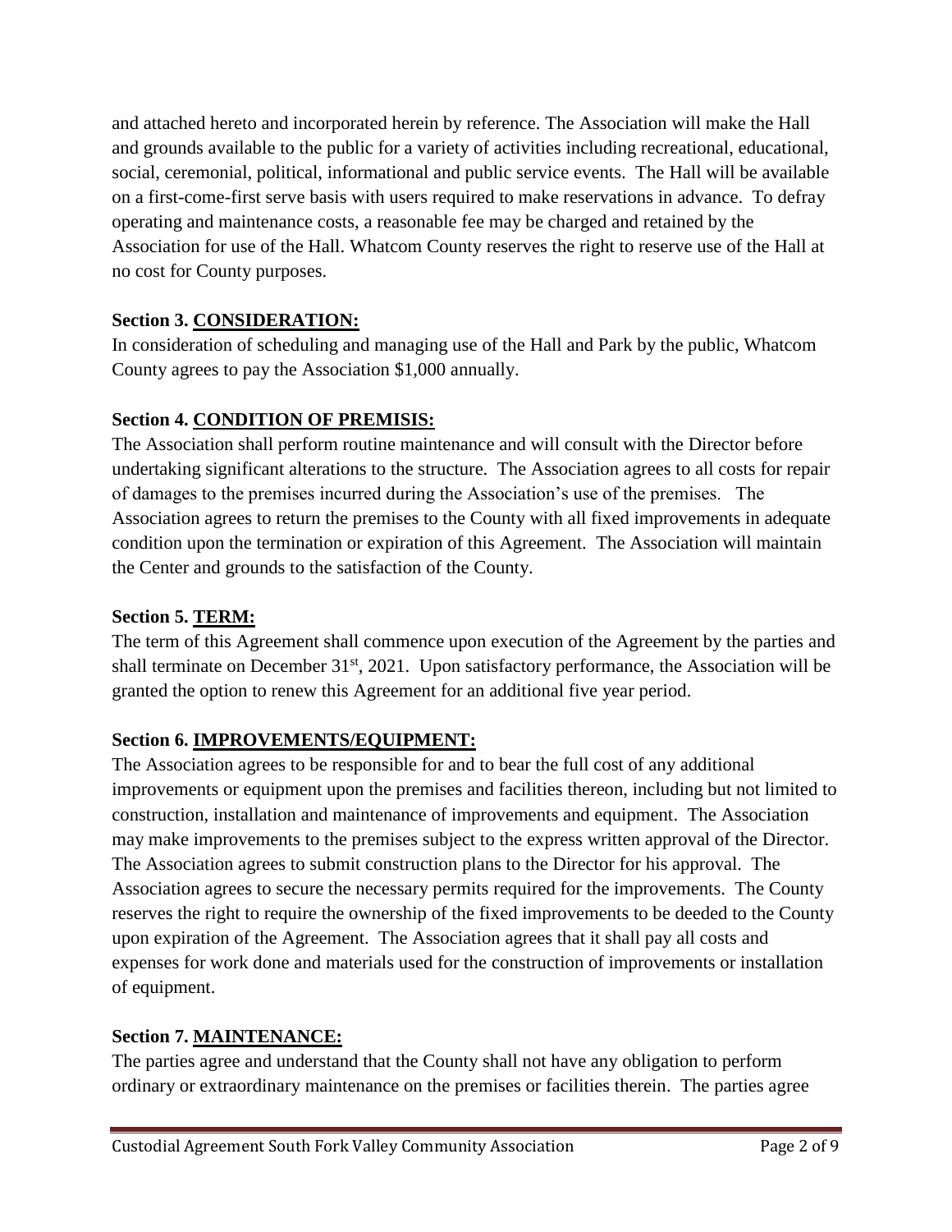and attached hereto and incorporated herein by reference. The Association will make the Hall and grounds available to the public for a variety of activities including recreational, educational, social, ceremonial, political, informational and public service events. The Hall will be available on a first-come-first serve basis with users required to make reservations in advance. To defray operating and maintenance costs, a reasonable fee may be charged and retained by the Association for use of the Hall. Whatcom County reserves the right to reserve use of the Hall at no cost for County purposes.

**Section 3. CONSIDERATION:**
In consideration of scheduling and managing use of the Hall and Park by the public, Whatcom County agrees to pay the Association $1,000 annually.

**Section 4. CONDITION OF PREMISIS:**
The Association shall perform routine maintenance and will consult with the Director before undertaking significant alterations to the structure. The Association agrees to all costs for repair of damages to the premises incurred during the Association's use of the premises. The Association agrees to return the premises to the County with all fixed improvements in adequate condition upon the termination or expiration of this Agreement. The Association will maintain the Center and grounds to the satisfaction of the County.

**Section 5. TERM:**
The term of this Agreement shall commence upon execution of the Agreement by the parties and shall terminate on December 31st, 2021. Upon satisfactory performance, the Association will be granted the option to renew this Agreement for an additional five year period.

**Section 6. IMPROVEMENTS/EQUIPMENT:**
The Association agrees to be responsible for and to bear the full cost of any additional improvements or equipment upon the premises and facilities thereon, including but not limited to construction, installation and maintenance of improvements and equipment. The Association may make improvements to the premises subject to the express written approval of the Director. The Association agrees to submit construction plans to the Director for his approval. The Association agrees to secure the necessary permits required for the improvements. The County reserves the right to require the ownership of the fixed improvements to be deeded to the County upon expiration of the Agreement. The Association agrees that it shall pay all costs and expenses for work done and materials used for the construction of improvements or installation of equipment.

**Section 7. MAINTENANCE:**
The parties agree and understand that the County shall not have any obligation to perform ordinary or extraordinary maintenance on the premises or facilities therein. The parties agree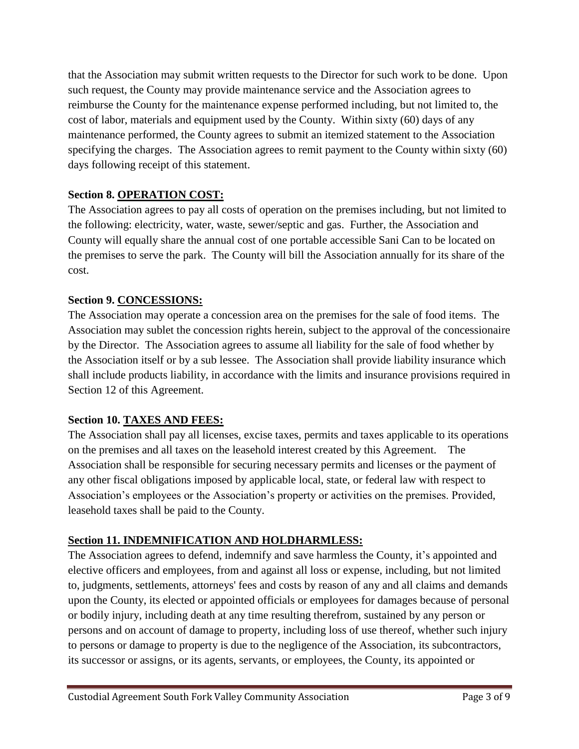that the Association may submit written requests to the Director for such work to be done. Upon such request, the County may provide maintenance service and the Association agrees to reimburse the County for the maintenance expense performed including, but not limited to, the cost of labor, materials and equipment used by the County. Within sixty (60) days of any maintenance performed, the County agrees to submit an itemized statement to the Association specifying the charges. The Association agrees to remit payment to the County within sixty (60) days following receipt of this statement.

**Section 8. OPERATION COST:**

The Association agrees to pay all costs of operation on the premises including, but not limited to the following: electricity, water, waste, sewer/septic and gas. Further, the Association and County will equally share the annual cost of one portable accessible Sani Can to be located on the premises to serve the park. The County will bill the Association annually for its share of the cost.

**Section 9. CONCESSIONS:**

The Association may operate a concession area on the premises for the sale of food items. The Association may sublet the concession rights herein, subject to the approval of the concessionaire by the Director. The Association agrees to assume all liability for the sale of food whether by the Association itself or by a sub lessee. The Association shall provide liability insurance which shall include products liability, in accordance with the limits and insurance provisions required in Section 12 of this Agreement.

**Section 10. TAXES AND FEES:**

The Association shall pay all licenses, excise taxes, permits and taxes applicable to its operations on the premises and all taxes on the leasehold interest created by this Agreement. The Association shall be responsible for securing necessary permits and licenses or the payment of any other fiscal obligations imposed by applicable local, state, or federal law with respect to Association's employees or the Association's property or activities on the premises. Provided, leasehold taxes shall be paid to the County.

**Section 11. INDEMNIFICATION AND HOLDHARMLESS:**

The Association agrees to defend, indemnify and save harmless the County, it's appointed and elective officers and employees, from and against all loss or expense, including, but not limited to, judgments, settlements, attorneys' fees and costs by reason of any and all claims and demands upon the County, its elected or appointed officials or employees for damages because of personal or bodily injury, including death at any time resulting therefrom, sustained by any person or persons and on account of damage to property, including loss of use thereof, whether such injury to persons or damage to property is due to the negligence of the Association, its subcontractors, its successor or assigns, or its agents, servants, or employees, the County, its appointed or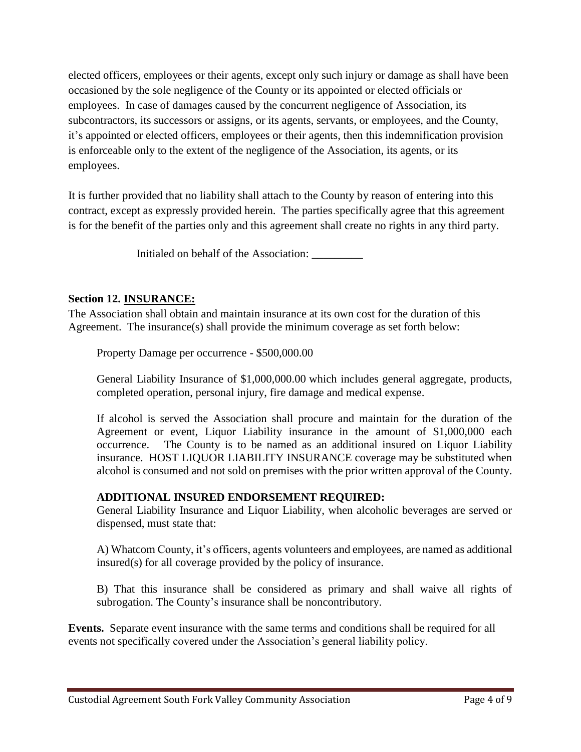elected officers, employees or their agents, except only such injury or damage as shall have been occasioned by the sole negligence of the County or its appointed or elected officials or employees. In case of damages caused by the concurrent negligence of Association, its subcontractors, its successors or assigns, or its agents, servants, or employees, and the County, it's appointed or elected officers, employees or their agents, then this indemnification provision is enforceable only to the extent of the negligence of the Association, its agents, or its employees.

It is further provided that no liability shall attach to the County by reason of entering into this contract, except as expressly provided herein. The parties specifically agree that this agreement is for the benefit of the parties only and this agreement shall create no rights in any third party.

Initialed on behalf of the Association: _________

**Section 12. INSURANCE:**

The Association shall obtain and maintain insurance at its own cost for the duration of this Agreement. The insurance(s) shall provide the minimum coverage as set forth below:

Property Damage per occurrence - $500,000.00

General Liability Insurance of $1,000,000.00 which includes general aggregate, products, completed operation, personal injury, fire damage and medical expense.

If alcohol is served the Association shall procure and maintain for the duration of the Agreement or event, Liquor Liability insurance in the amount of $1,000,000 each occurrence. The County is to be named as an additional insured on Liquor Liability insurance. HOST LIQUOR LIABILITY INSURANCE coverage may be substituted when alcohol is consumed and not sold on premises with the prior written approval of the County.

**ADDITIONAL INSURED ENDORSEMENT REQUIRED:**

General Liability Insurance and Liquor Liability, when alcoholic beverages are served or dispensed, must state that:

A) Whatcom County, it's officers, agents volunteers and employees, are named as additional insured(s) for all coverage provided by the policy of insurance.

B) That this insurance shall be considered as primary and shall waive all rights of subrogation. The County's insurance shall be noncontributory.

**Events.** Separate event insurance with the same terms and conditions shall be required for all events not specifically covered under the Association's general liability policy.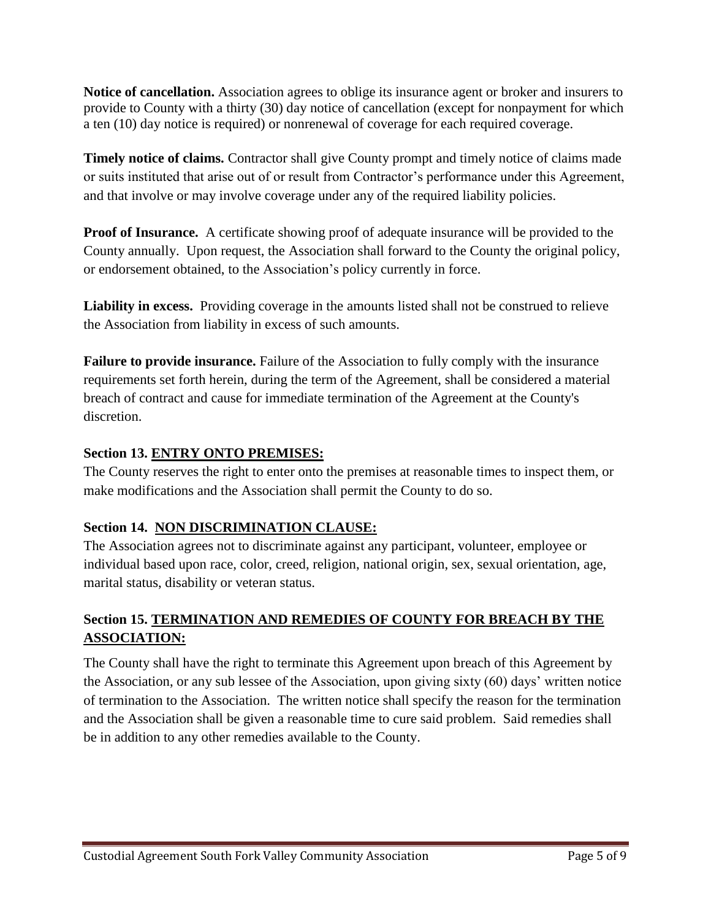**Notice of cancellation.** Association agrees to oblige its insurance agent or broker and insurers to provide to County with a thirty (30) day notice of cancellation (except for nonpayment for which a ten (10) day notice is required) or nonrenewal of coverage for each required coverage.

**Timely notice of claims.** Contractor shall give County prompt and timely notice of claims made or suits instituted that arise out of or result from Contractor's performance under this Agreement, and that involve or may involve coverage under any of the required liability policies.

**Proof of Insurance.** A certificate showing proof of adequate insurance will be provided to the County annually. Upon request, the Association shall forward to the County the original policy, or endorsement obtained, to the Association's policy currently in force.

**Liability in excess.** Providing coverage in the amounts listed shall not be construed to relieve the Association from liability in excess of such amounts.

**Failure to provide insurance.** Failure of the Association to fully comply with the insurance requirements set forth herein, during the term of the Agreement, shall be considered a material breach of contract and cause for immediate termination of the Agreement at the County's discretion.

### Section 13. ENTRY ONTO PREMISES:

The County reserves the right to enter onto the premises at reasonable times to inspect them, or make modifications and the Association shall permit the County to do so.

### Section 14. NON DISCRIMINATION CLAUSE:

The Association agrees not to discriminate against any participant, volunteer, employee or individual based upon race, color, creed, religion, national origin, sex, sexual orientation, age, marital status, disability or veteran status.

### Section 15. TERMINATION AND REMEDIES OF COUNTY FOR BREACH BY THE ASSOCIATION:

The County shall have the right to terminate this Agreement upon breach of this Agreement by the Association, or any sub lessee of the Association, upon giving sixty (60) days' written notice of termination to the Association. The written notice shall specify the reason for the termination and the Association shall be given a reasonable time to cure said problem. Said remedies shall be in addition to any other remedies available to the County.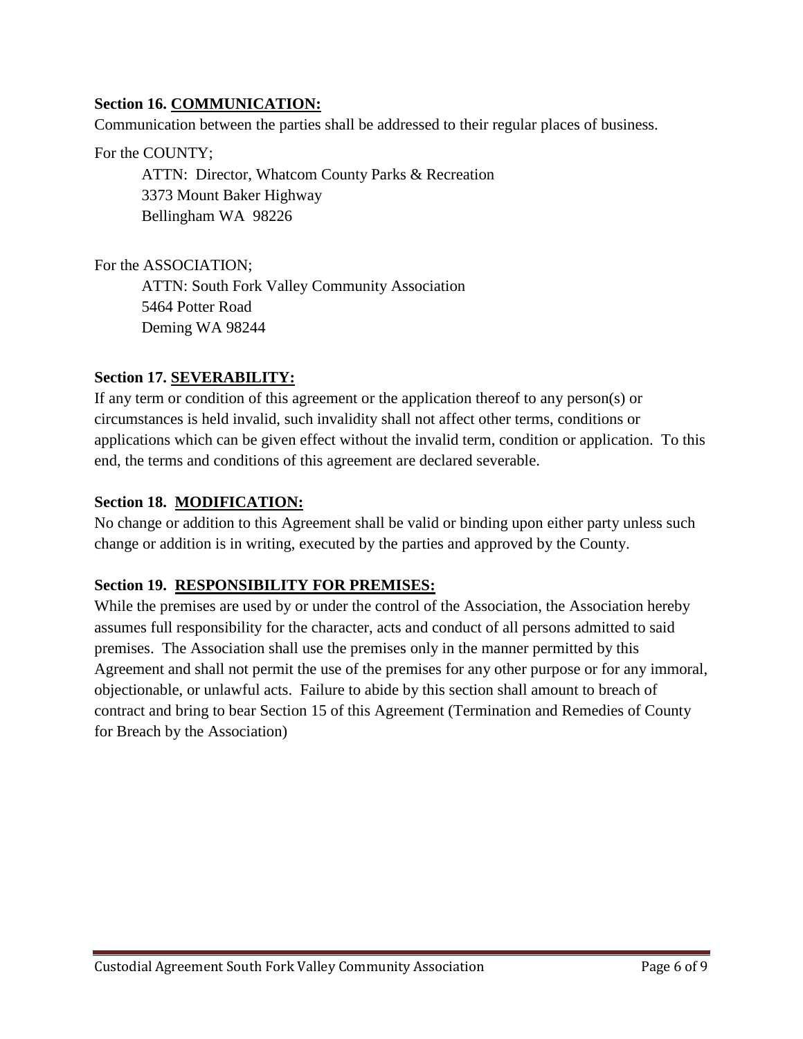**Section 16. COMMUNICATION:**

Communication between the parties shall be addressed to their regular places of business.

For the COUNTY;

ATTN: Director, Whatcom County Parks & Recreation
3373 Mount Baker Highway
Bellingham WA 98226

For the ASSOCIATION;

ATTN: South Fork Valley Community Association
5464 Potter Road
Deming WA 98244

**Section 17. SEVERABILITY:**

If any term or condition of this agreement or the application thereof to any person(s) or circumstances is held invalid, such invalidity shall not affect other terms, conditions or applications which can be given effect without the invalid term, condition or application. To this end, the terms and conditions of this agreement are declared severable.

**Section 18. MODIFICATION:**

No change or addition to this Agreement shall be valid or binding upon either party unless such change or addition is in writing, executed by the parties and approved by the County.

**Section 19. RESPONSIBILITY FOR PREMISES:**

While the premises are used by or under the control of the Association, the Association hereby assumes full responsibility for the character, acts and conduct of all persons admitted to said premises. The Association shall use the premises only in the manner permitted by this Agreement and shall not permit the use of the premises for any other purpose or for any immoral, objectionable, or unlawful acts. Failure to abide by this section shall amount to breach of contract and bring to bear Section 15 of this Agreement (Termination and Remedies of County for Breach by the Association)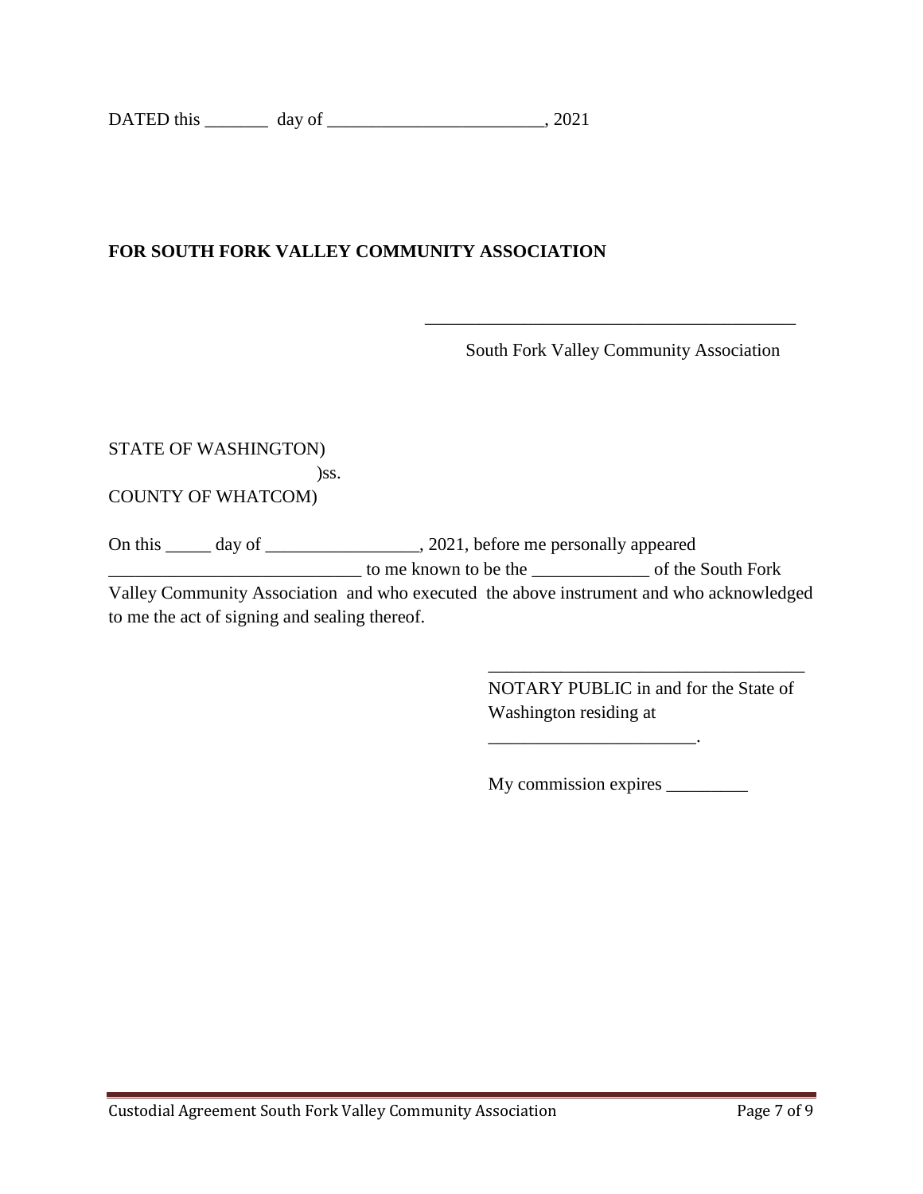DATED this _______ day of ________________________, 2021

**FOR SOUTH FORK VALLEY COMMUNITY ASSOCIATION**

__________________________________________

South Fork Valley Community Association

STATE OF WASHINGTON)
)ss.
COUNTY OF WHATCOM)

On this _____ day of _________________, 2021, before me personally appeared ____________________________ to me known to be the _____________ of the South Fork Valley Community Association and who executed the above instrument and who acknowledged to me the act of signing and sealing thereof.

____________________________________
NOTARY PUBLIC in and for the State of Washington residing at _______________________.

My commission expires _________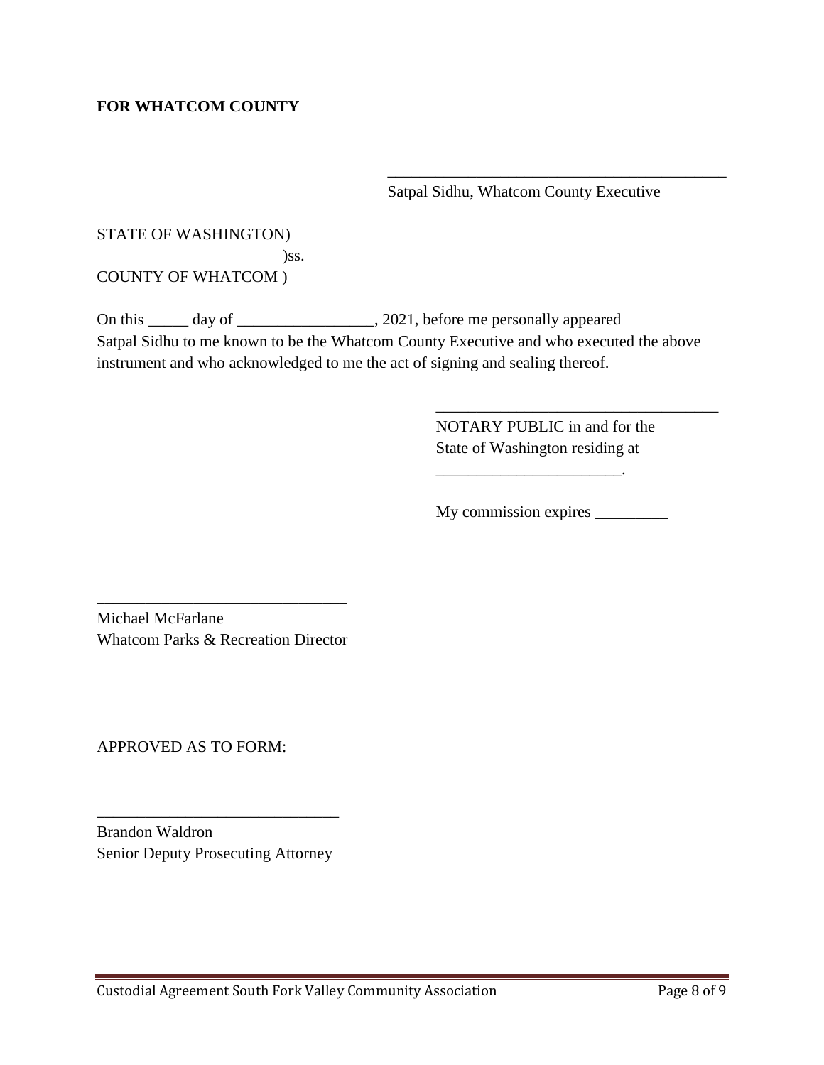**FOR WHATCOM COUNTY**

\_\_\_\_\_\_\_\_\_\_\_\_\_\_\_\_\_\_\_\_\_\_\_\_\_\_\_\_\_\_\_\_\_\_\_\_\_\_\_\_\_\_\_
Satpal Sidhu, Whatcom County Executive

STATE OF WASHINGTON)
)ss.
COUNTY OF WHATCOM )

On this _____ day of _________________, 2021, before me personally appeared Satpal Sidhu to me known to be the Whatcom County Executive and who executed the above instrument and who acknowledged to me the act of signing and sealing thereof.

\_\_\_\_\_\_\_\_\_\_\_\_\_\_\_\_\_\_\_\_\_\_\_\_\_\_\_\_\_\_\_\_\_\_\_\_
NOTARY PUBLIC in and for the
State of Washington residing at
_______________________.

My commission expires _________

\_\_\_\_\_\_\_\_\_\_\_\_\_\_\_\_\_\_\_\_\_\_\_\_\_\_\_\_\_\_\_\_
Michael McFarlane
Whatcom Parks & Recreation Director

APPROVED AS TO FORM:

\_\_\_\_\_\_\_\_\_\_\_\_\_\_\_\_\_\_\_\_\_\_\_\_\_\_\_\_\_\_\_
Brandon Waldron
Senior Deputy Prosecuting Attorney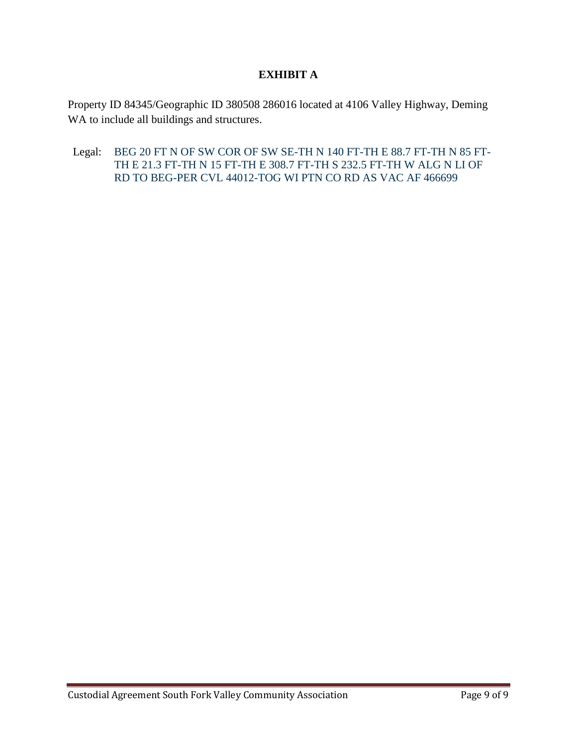# EXHIBIT A

Property ID 84345/Geographic ID 380508 286016 located at 4106 Valley Highway, Deming WA to include all buildings and structures.

Legal: BEG 20 FT N OF SW COR OF SW SE-TH N 140 FT-TH E 88.7 FT-TH N 85 FT-TH E 21.3 FT-TH N 15 FT-TH E 308.7 FT-TH S 232.5 FT-TH W ALG N LI OF RD TO BEG-PER CVL 44012-TOG WI PTN CO RD AS VAC AF 466699